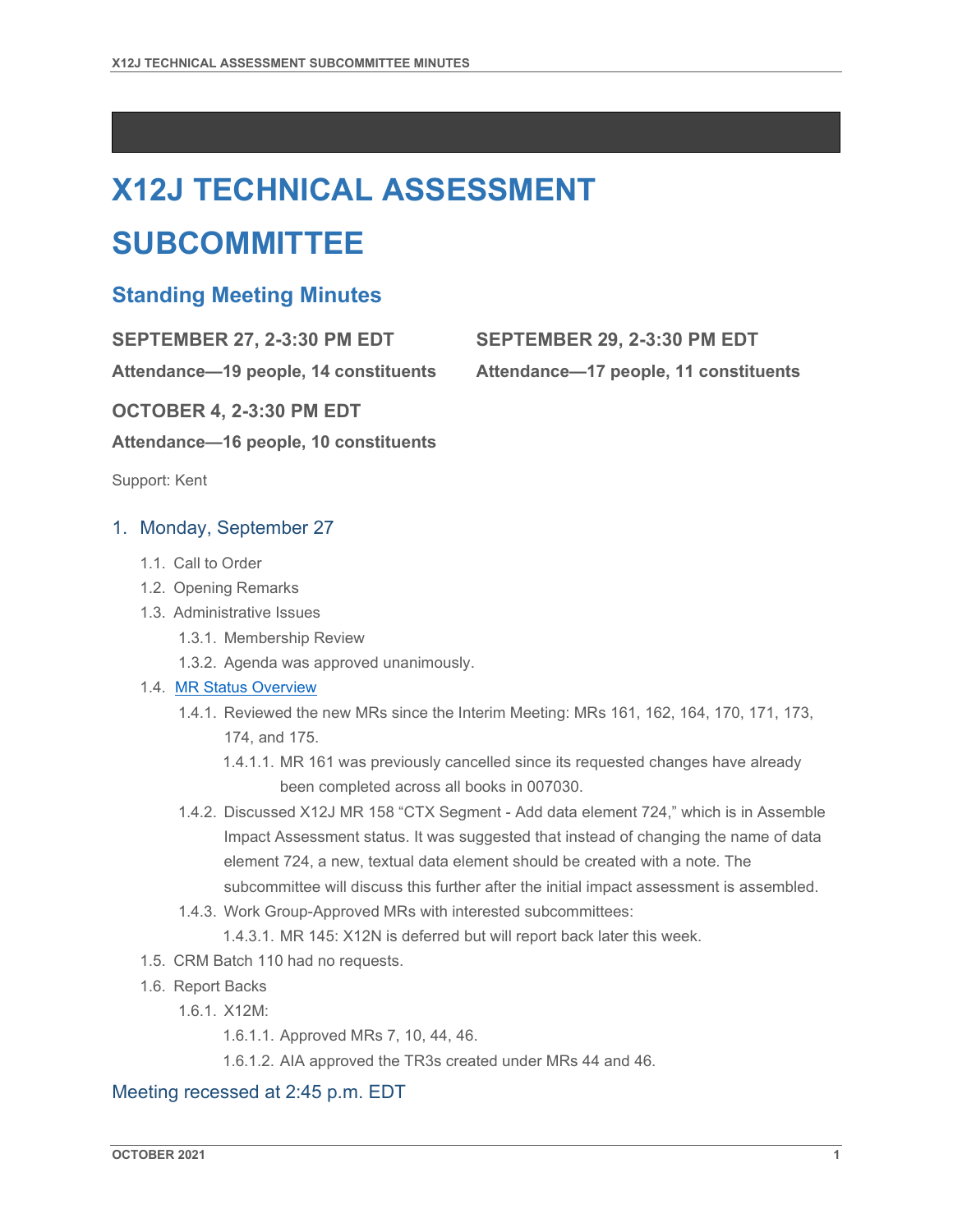# X12J TECHNICAL ASSESSMENT SUBCOMMITTEE

## Standing Meeting Minutes

**SEPTEMBER 27, 2-3:30 PM EDT**

**Attendance—19 people, 14 constituents**

**SEPTEMBER 29, 2-3:30 PM EDT**

**Attendance—17 people, 11 constituents**

**OCTOBER 4, 2-3:30 PM EDT**

**Attendance—16 people, 10 constituents**

Support: Kent

### 1. Monday, September 27

- 1.1. Call to Order
- 1.2. Opening Remarks
- 1.3. Administrative Issues
  - 1.3.1. Membership Review
  - 1.3.2. Agenda was approved unanimously.
- 1.4. MR Status Overview
  - 1.4.1. Reviewed the new MRs since the Interim Meeting: MRs 161, 162, 164, 170, 171, 173, 174, and 175.
    - 1.4.1.1. MR 161 was previously cancelled since its requested changes have already been completed across all books in 007030.
  - 1.4.2. Discussed X12J MR 158 "CTX Segment - Add data element 724," which is in Assemble Impact Assessment status. It was suggested that instead of changing the name of data element 724, a new, textual data element should be created with a note. The subcommittee will discuss this further after the initial impact assessment is assembled.
  - 1.4.3. Work Group-Approved MRs with interested subcommittees:
    - 1.4.3.1. MR 145: X12N is deferred but will report back later this week.
- 1.5. CRM Batch 110 had no requests.
- 1.6. Report Backs
  - 1.6.1. X12M:
    - 1.6.1.1. Approved MRs 7, 10, 44, 46.
    - 1.6.1.2. AIA approved the TR3s created under MRs 44 and 46.

### Meeting recessed at 2:45 p.m. EDT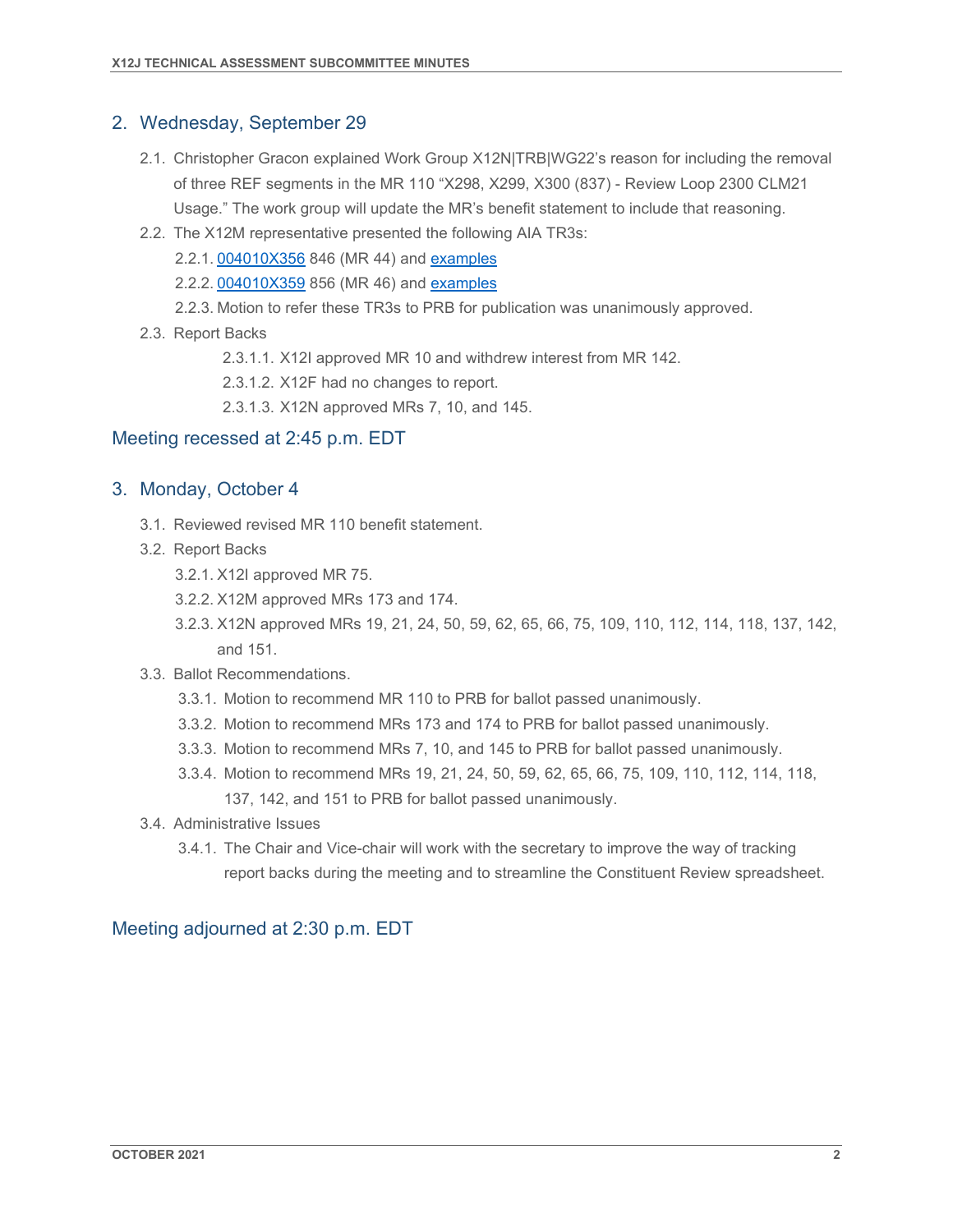## 2. Wednesday, September 29

2.1. Christopher Gracon explained Work Group X12N|TRB|WG22's reason for including the removal of three REF segments in the MR 110 "X298, X299, X300 (837) - Review Loop 2300 CLM21 Usage." The work group will update the MR's benefit statement to include that reasoning.

2.2. The X12M representative presented the following AIA TR3s:

2.2.1. [004010X356](#) 846 (MR 44) and [examples](#)

2.2.2. [004010X359](#) 856 (MR 46) and [examples](#)

2.2.3. Motion to refer these TR3s to PRB for publication was unanimously approved.

2.3. Report Backs

2.3.1.1. X12I approved MR 10 and withdrew interest from MR 142.

2.3.1.2. X12F had no changes to report.

2.3.1.3. X12N approved MRs 7, 10, and 145.

## Meeting recessed at 2:45 p.m. EDT

## 3. Monday, October 4

3.1. Reviewed revised MR 110 benefit statement.

3.2. Report Backs

3.2.1. X12I approved MR 75.

3.2.2. X12M approved MRs 173 and 174.

3.2.3. X12N approved MRs 19, 21, 24, 50, 59, 62, 65, 66, 75, 109, 110, 112, 114, 118, 137, 142, and 151.

3.3. Ballot Recommendations.

3.3.1. Motion to recommend MR 110 to PRB for ballot passed unanimously.

3.3.2. Motion to recommend MRs 173 and 174 to PRB for ballot passed unanimously.

3.3.3. Motion to recommend MRs 7, 10, and 145 to PRB for ballot passed unanimously.

3.3.4. Motion to recommend MRs 19, 21, 24, 50, 59, 62, 65, 66, 75, 109, 110, 112, 114, 118, 137, 142, and 151 to PRB for ballot passed unanimously.

3.4. Administrative Issues

3.4.1. The Chair and Vice-chair will work with the secretary to improve the way of tracking report backs during the meeting and to streamline the Constituent Review spreadsheet.

## Meeting adjourned at 2:30 p.m. EDT